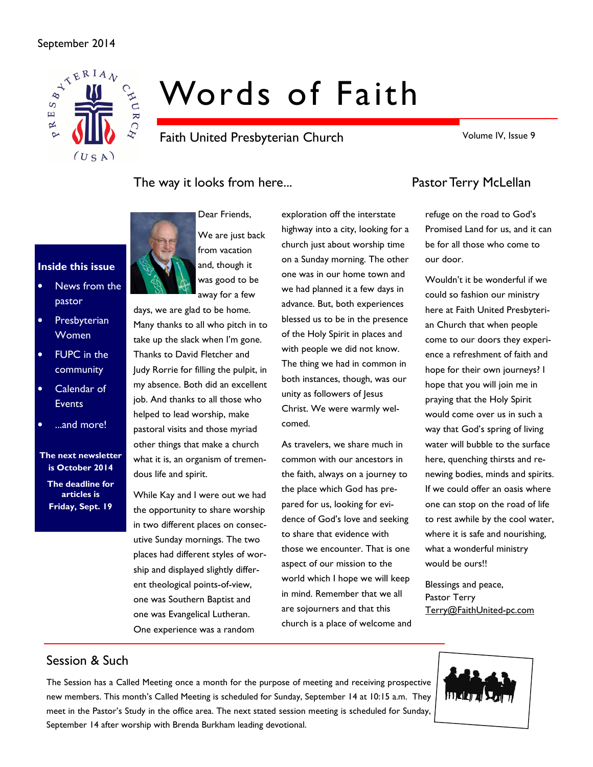September 2014

# Words of Faith

Faith United Presbyterian Church

Volume IV, Issue 9

**Inside this issue**

- News from the pastor
- Presbyterian Women
- FUPC in the community
- Calendar of Events
- ...and more!

**The next newsletter is October 2014**

**The deadline for articles is Friday, Sept. 19**

## The way it looks from here... Pastor Terry McLellan

Dear Friends,

We are just back from vacation and, though it was good to be away for a few days, we are glad to be home. Many thanks to all who pitch in to take up the slack when I'm gone. Thanks to David Fletcher and Judy Rorrie for filling the pulpit, in my absence. Both did an excellent job. And thanks to all those who helped to lead worship, make pastoral visits and those myriad other things that make a church what it is, an organism of tremendous life and spirit.

While Kay and I were out we had the opportunity to share worship in two different places on consecutive Sunday mornings. The two places had different styles of worship and displayed slightly different theological points-of-view, one was Southern Baptist and one was Evangelical Lutheran. One experience was a random exploration off the interstate highway into a city, looking for a church just about worship time on a Sunday morning. The other one was in our home town and we had planned it a few days in advance. But, both experiences blessed us to be in the presence of the Holy Spirit in places and with people we did not know. The thing we had in common in both instances, though, was our unity as followers of Jesus Christ. We were warmly welcomed.

As travelers, we share much in common with our ancestors in the faith, always on a journey to the place which God has prepared for us, looking for evidence of God's love and seeking to share that evidence with those we encounter. That is one aspect of our mission to the world which I hope we will keep in mind. Remember that we all are sojourners and that this church is a place of welcome and refuge on the road to God's Promised Land for us, and it can be for all those who come to our door.

Wouldn't it be wonderful if we could so fashion our ministry here at Faith United Presbyterian Church that when people come to our doors they experience a refreshment of faith and hope for their own journeys? I hope that you will join me in praying that the Holy Spirit would come over us in such a way that God's spring of living water will bubble to the surface here, quenching thirsts and renewing bodies, minds and spirits. If we could offer an oasis where one can stop on the road of life to rest awhile by the cool water, where it is safe and nourishing, what a wonderful ministry would be ours!!

Blessings and peace,
Pastor Terry
Terry@FaithUnited-pc.com

## Session & Such

The Session has a Called Meeting once a month for the purpose of meeting and receiving prospective new members. This month's Called Meeting is scheduled for Sunday, September 14 at 10:15 a.m. They meet in the Pastor's Study in the office area. The next stated session meeting is scheduled for Sunday, September 14 after worship with Brenda Burkham leading devotional.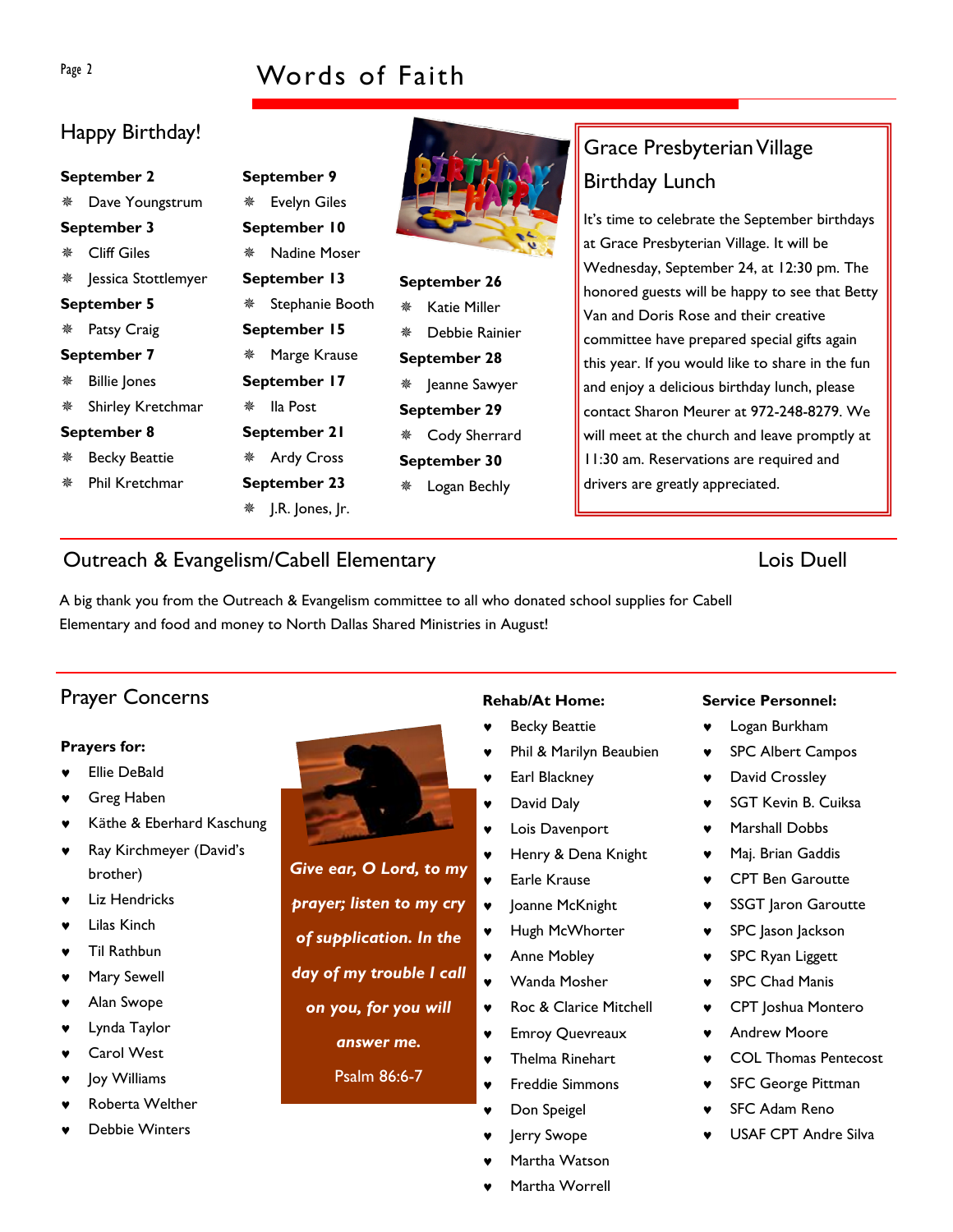## Happy Birthday!

**September 2**
- Dave Youngstrum

**September 3**
- Cliff Giles
- Jessica Stottlemyer

**September 5**
- Patsy Craig

**September 7**
- Billie Jones
- Shirley Kretchmar

**September 8**
- Becky Beattie
- Phil Kretchmar

**September 9**
- Evelyn Giles

**September 10**
- Nadine Moser

**September 13**
- Stephanie Booth

**September 15**
- Marge Krause

**September 17**
- Ila Post

**September 21**
- Ardy Cross

**September 23**
- J.R. Jones, Jr.

**September 26**
- Katie Miller
- Debbie Rainier

**September 28**
- Jeanne Sawyer

**September 29**
- Cody Sherrard

**September 30**
- Logan Bechly

## Grace Presbyterian Village Birthday Lunch

It's time to celebrate the September birthdays at Grace Presbyterian Village. It will be Wednesday, September 24, at 12:30 pm. The honored guests will be happy to see that Betty Van and Doris Rose and their creative committee have prepared special gifts again this year. If you would like to share in the fun and enjoy a delicious birthday lunch, please contact Sharon Meurer at 972-248-8279. We will meet at the church and leave promptly at 11:30 am. Reservations are required and drivers are greatly appreciated.

## Outreach & Evangelism/Cabell Elementary

Lois Duell

A big thank you from the Outreach & Evangelism committee to all who donated school supplies for Cabell Elementary and food and money to North Dallas Shared Ministries in August!

## Prayer Concerns

**Prayers for:**
- Ellie DeBald
- Greg Haben
- Käthe & Eberhard Kaschung
- Ray Kirchmeyer (David's brother)
- Liz Hendricks
- Lilas Kinch
- Til Rathbun
- Mary Sewell
- Alan Swope
- Lynda Taylor
- Carol West
- Joy Williams
- Roberta Welther
- Debbie Winters

***Give ear, O Lord, to my prayer; listen to my cry of supplication. In the day of my trouble I call on you, for you will answer me.***

Psalm 86:6-7

**Rehab/At Home:**
- Becky Beattie
- Phil & Marilyn Beaubien
- Earl Blackney
- David Daly
- Lois Davenport
- Henry & Dena Knight
- Earle Krause
- Joanne McKnight
- Hugh McWhorter
- Anne Mobley
- Wanda Mosher
- Roc & Clarice Mitchell
- Emroy Quevreaux
- Thelma Rinehart
- Freddie Simmons
- Don Speigel
- Jerry Swope
- Martha Watson
- Martha Worrell

**Service Personnel:**
- Logan Burkham
- SPC Albert Campos
- David Crossley
- SGT Kevin B. Cuiksa
- Marshall Dobbs
- Maj. Brian Gaddis
- CPT Ben Garoutte
- SSGT Jaron Garoutte
- SPC Jason Jackson
- SPC Ryan Liggett
- SPC Chad Manis
- CPT Joshua Montero
- Andrew Moore
- COL Thomas Pentecost
- SFC George Pittman
- SFC Adam Reno
- USAF CPT Andre Silva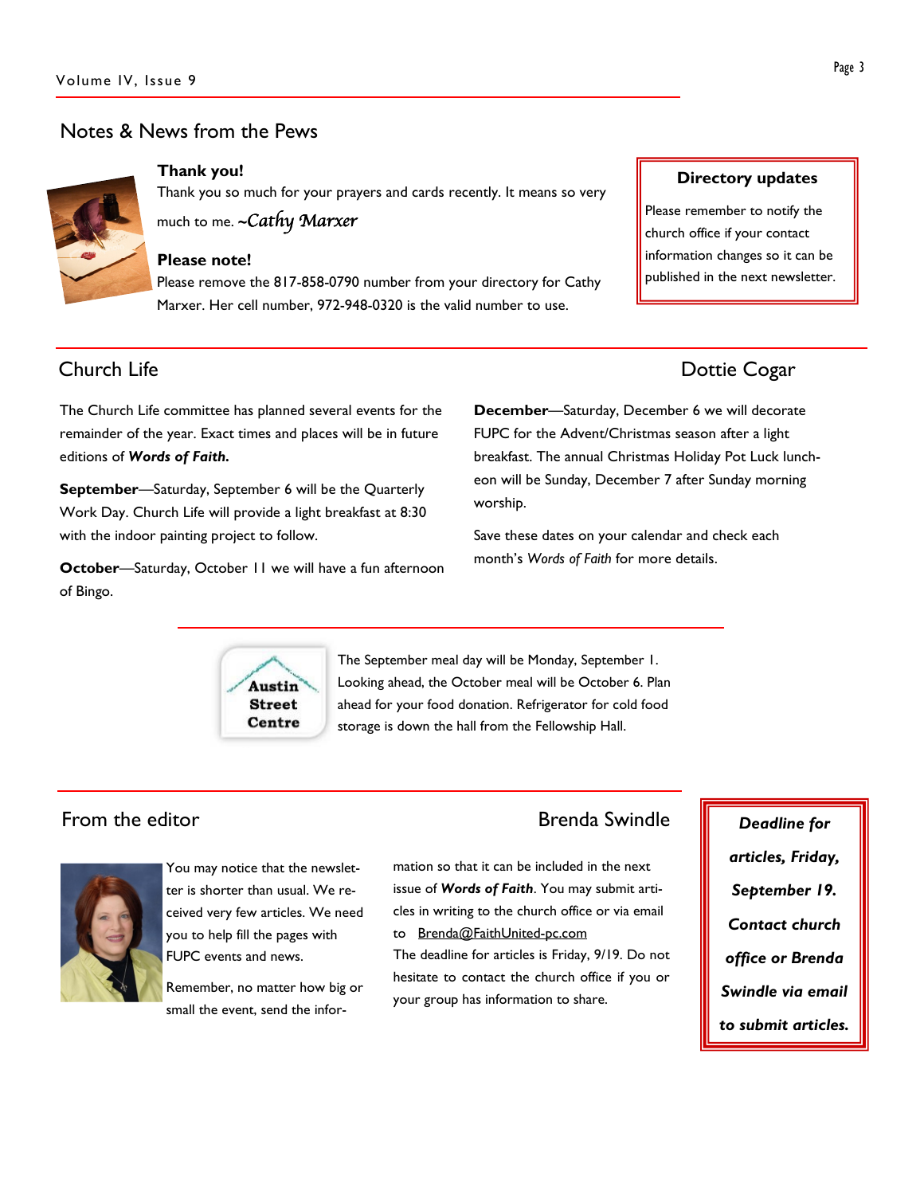## Notes & News from the Pews

**Thank you!**

Thank you so much for your prayers and cards recently. It means so very much to me. *~Cathy Marxer*

**Please note!**

Please remove the 817-858-0790 number from your directory for Cathy Marxer. Her cell number, 972-948-0320 is the valid number to use.

**Directory updates**

Please remember to notify the church office if your contact information changes so it can be published in the next newsletter.

## Church Life

Dottie Cogar

The Church Life committee has planned several events for the remainder of the year. Exact times and places will be in future editions of ***Words of Faith.***

**September**—Saturday, September 6 will be the Quarterly Work Day. Church Life will provide a light breakfast at 8:30 with the indoor painting project to follow.

**October**—Saturday, October 11 we will have a fun afternoon of Bingo.

**December**—Saturday, December 6 we will decorate FUPC for the Advent/Christmas season after a light breakfast. The annual Christmas Holiday Pot Luck luncheon will be Sunday, December 7 after Sunday morning worship.

Save these dates on your calendar and check each month's *Words of Faith* for more details.

Austin Street Centre

The September meal day will be Monday, September 1. Looking ahead, the October meal will be October 6. Plan ahead for your food donation. Refrigerator for cold food storage is down the hall from the Fellowship Hall.

## From the editor

Brenda Swindle

You may notice that the newsletter is shorter than usual. We received very few articles. We need you to help fill the pages with FUPC events and news.

Remember, no matter how big or small the event, send the information so that it can be included in the next issue of ***Words of Faith***. You may submit articles in writing to the church office or via email to Brenda@FaithUnited-pc.com

The deadline for articles is Friday, 9/19. Do not hesitate to contact the church office if you or your group has information to share.

***Deadline for articles, Friday, September 19. Contact church office or Brenda Swindle via email to submit articles.***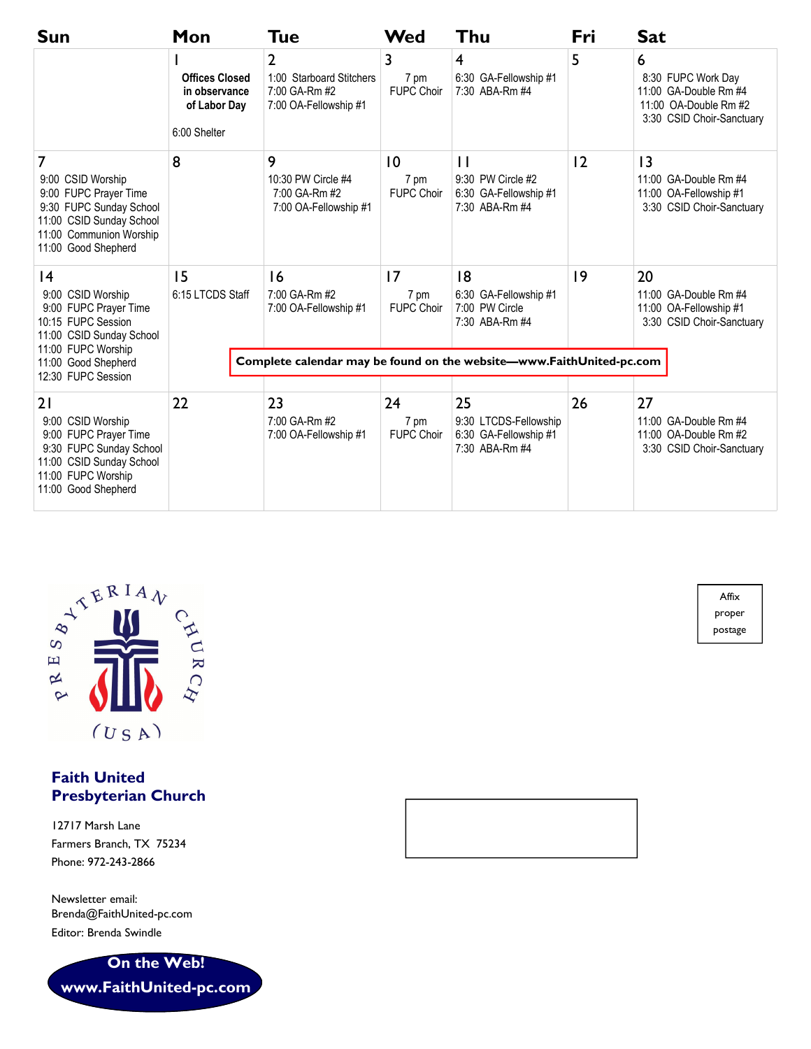| Sun | Mon | Tue | Wed | Thu | Fri | Sat |
|---|---|---|---|---|---|---|
| | 1<br>**Offices Closed in observance of Labor Day**<br>6:00 Shelter | 2<br>1:00 Starboard Stitchers<br>7:00 GA-Rm #2<br>7:00 OA-Fellowship #1 | 3<br>7 pm FUPC Choir | 4<br>6:30 GA-Fellowship #1<br>7:30 ABA-Rm #4 | 5 | 6<br>8:30 FUPC Work Day<br>11:00 GA-Double Rm #4<br>11:00 OA-Double Rm #2<br>3:30 CSID Choir-Sanctuary |
| 7<br>9:00 CSID Worship<br>9:00 FUPC Prayer Time<br>9:30 FUPC Sunday School<br>11:00 CSID Sunday School<br>11:00 Communion Worship<br>11:00 Good Shepherd | 8 | 9<br>10:30 PW Circle #4<br>7:00 GA-Rm #2<br>7:00 OA-Fellowship #1 | 10<br>7 pm FUPC Choir | 11<br>9:30 PW Circle #2<br>6:30 GA-Fellowship #1<br>7:30 ABA-Rm #4 | 12 | 13<br>11:00 GA-Double Rm #4<br>11:00 OA-Fellowship #1<br>3:30 CSID Choir-Sanctuary |
| 14<br>9:00 CSID Worship<br>9:00 FUPC Prayer Time<br>10:15 FUPC Session<br>11:00 CSID Sunday School<br>11:00 FUPC Worship<br>11:00 Good Shepherd<br>12:30 FUPC Session | 15<br>6:15 LTCDS Staff | 16<br>7:00 GA-Rm #2<br>7:00 OA-Fellowship #1 | 17<br>7 pm FUPC Choir | 18<br>6:30 GA-Fellowship #1<br>7:00 PW Circle<br>7:30 ABA-Rm #4 | 19 | 20<br>11:00 GA-Double Rm #4<br>11:00 OA-Fellowship #1<br>3:30 CSID Choir-Sanctuary |
| 21<br>9:00 CSID Worship<br>9:00 FUPC Prayer Time<br>9:30 FUPC Sunday School<br>11:00 CSID Sunday School<br>11:00 FUPC Worship<br>11:00 Good Shepherd | 22 | 23<br>7:00 GA-Rm #2<br>7:00 OA-Fellowship #1 | 24<br>7 pm FUPC Choir | 25<br>9:30 LTCDS-Fellowship<br>6:30 GA-Fellowship #1<br>7:30 ABA-Rm #4 | 26 | 27<br>11:00 GA-Double Rm #4<br>11:00 OA-Double Rm #2<br>3:30 CSID Choir-Sanctuary |

**Complete calendar may be found on the website—www.FaithUnited-pc.com**

PRESBYTERIAN CHURCH (USA)

Affix proper postage

**Faith United Presbyterian Church**

12717 Marsh Lane
Farmers Branch, TX 75234
Phone: 972-243-2866

Newsletter email:
Brenda@FaithUnited-pc.com
Editor: Brenda Swindle

**On the Web!**
**www.FaithUnited-pc.com**